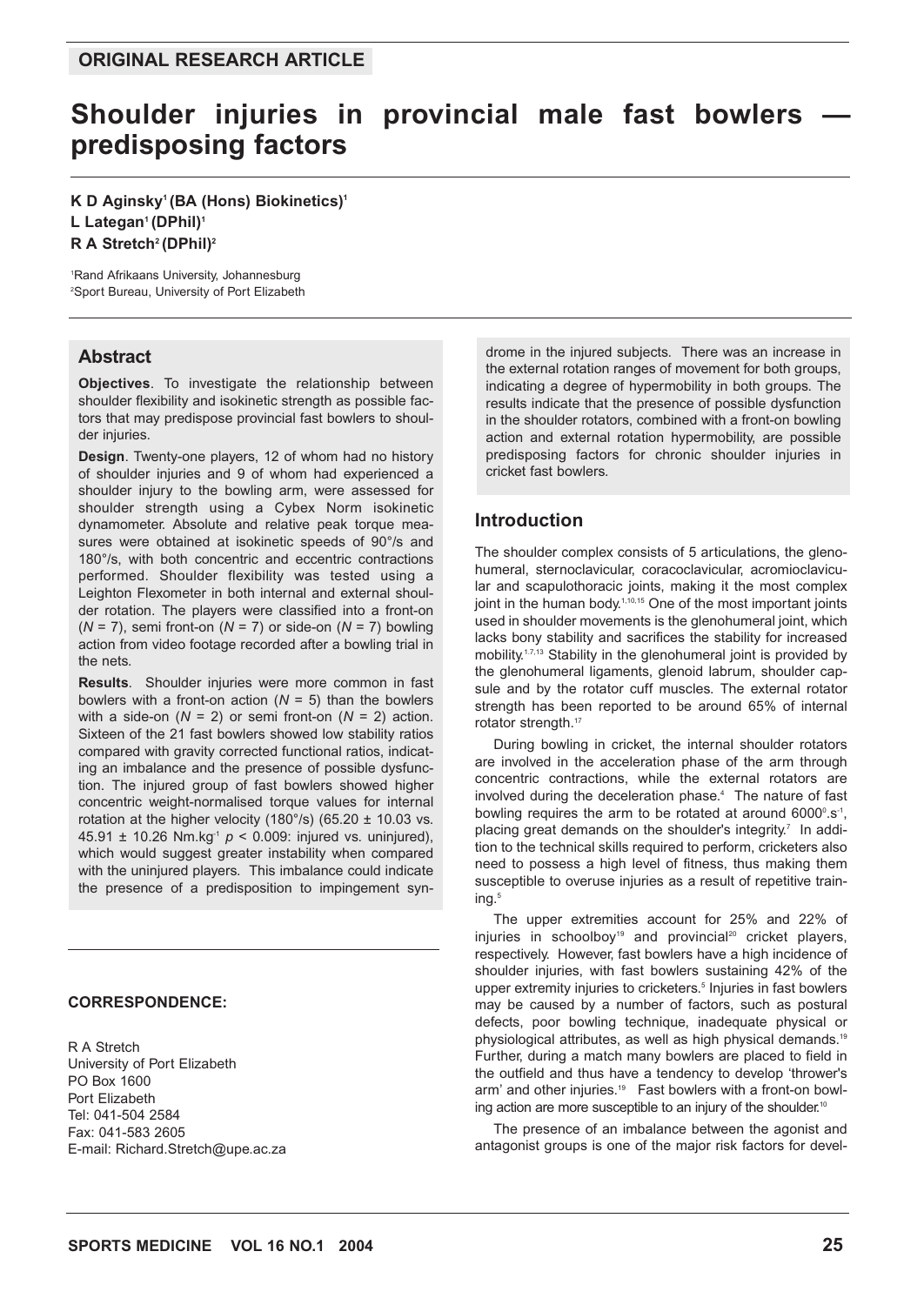ORIGINAL RESEARCH ARTICLE

# Shoulder injuries in provincial male fast bowlers — predisposing factors

**K D Aginsky[1] (BA (Hons) Biokinetics)[1]**
**L Lategan[1] (DPhil)[1]**
**R A Stretch[2] (DPhil)[2]**

[1]Rand Afrikaans University, Johannesburg
[2]Sport Bureau, University of Port Elizabeth

## Abstract

**Objectives**. To investigate the relationship between shoulder flexibility and isokinetic strength as possible factors that may predispose provincial fast bowlers to shoulder injuries.

**Design**. Twenty-one players, 12 of whom had no history of shoulder injuries and 9 of whom had experienced a shoulder injury to the bowling arm, were assessed for shoulder strength using a Cybex Norm isokinetic dynamometer. Absolute and relative peak torque measures were obtained at isokinetic speeds of 90°/s and 180°/s, with both concentric and eccentric contractions performed. Shoulder flexibility was tested using a Leighton Flexometer in both internal and external shoulder rotation. The players were classified into a front-on ($N = 7$), semi front-on ($N = 7$) or side-on ($N = 7$) bowling action from video footage recorded after a bowling trial in the nets.

**Results**. Shoulder injuries were more common in fast bowlers with a front-on action ($N = 5$) than the bowlers with a side-on ($N = 2$) or semi front-on ($N = 2$) action. Sixteen of the 21 fast bowlers showed low stability ratios compared with gravity corrected functional ratios, indicating an imbalance and the presence of possible dysfunction. The injured group of fast bowlers showed higher concentric weight-normalised torque values for internal rotation at the higher velocity (180°/s) ($65.20 \pm 10.03$ vs. $45.91 \pm 10.26$ $Nm.kg^{-1}$ $p < 0.009$: injured vs. uninjured), which would suggest greater instability when compared with the uninjured players. This imbalance could indicate the presence of a predisposition to impingement syndrome in the injured subjects. There was an increase in the external rotation ranges of movement for both groups, indicating a degree of hypermobility in both groups. The results indicate that the presence of possible dysfunction in the shoulder rotators, combined with a front-on bowling action and external rotation hypermobility, are possible predisposing factors for chronic shoulder injuries in cricket fast bowlers.

**CORRESPONDENCE:**

R A Stretch
University of Port Elizabeth
PO Box 1600
Port Elizabeth
Tel: 041-504 2584
Fax: 041-583 2605
E-mail: Richard.Stretch@upe.ac.za

## Introduction

The shoulder complex consists of 5 articulations, the glenohumeral, sternoclavicular, coracoclavicular, acromioclavicular and scapulothoracic joints, making it the most complex joint in the human body.[1,10,15] One of the most important joints used in shoulder movements is the glenohumeral joint, which lacks bony stability and sacrifices the stability for increased mobility.[1,7,13] Stability in the glenohumeral joint is provided by the glenohumeral ligaments, glenoid labrum, shoulder capsule and by the rotator cuff muscles. The external rotator strength has been reported to be around 65% of internal rotator strength.[17]

During bowling in cricket, the internal shoulder rotators are involved in the acceleration phase of the arm through concentric contractions, while the external rotators are involved during the deceleration phase.[4] The nature of fast bowling requires the arm to be rotated at around $6000^{0}.s^{-1}$, placing great demands on the shoulder's integrity.[7] In addition to the technical skills required to perform, cricketers also need to possess a high level of fitness, thus making them susceptible to overuse injuries as a result of repetitive training.[5]

The upper extremities account for 25% and 22% of injuries in schoolboy[19] and provincial[20] cricket players, respectively. However, fast bowlers have a high incidence of shoulder injuries, with fast bowlers sustaining 42% of the upper extremity injuries to cricketers.[5] Injuries in fast bowlers may be caused by a number of factors, such as postural defects, poor bowling technique, inadequate physical or physiological attributes, as well as high physical demands.[19] Further, during a match many bowlers are placed to field in the outfield and thus have a tendency to develop 'thrower's arm' and other injuries.[19] Fast bowlers with a front-on bowling action are more susceptible to an injury of the shoulder.[10]

The presence of an imbalance between the agonist and antagonist groups is one of the major risk factors for devel-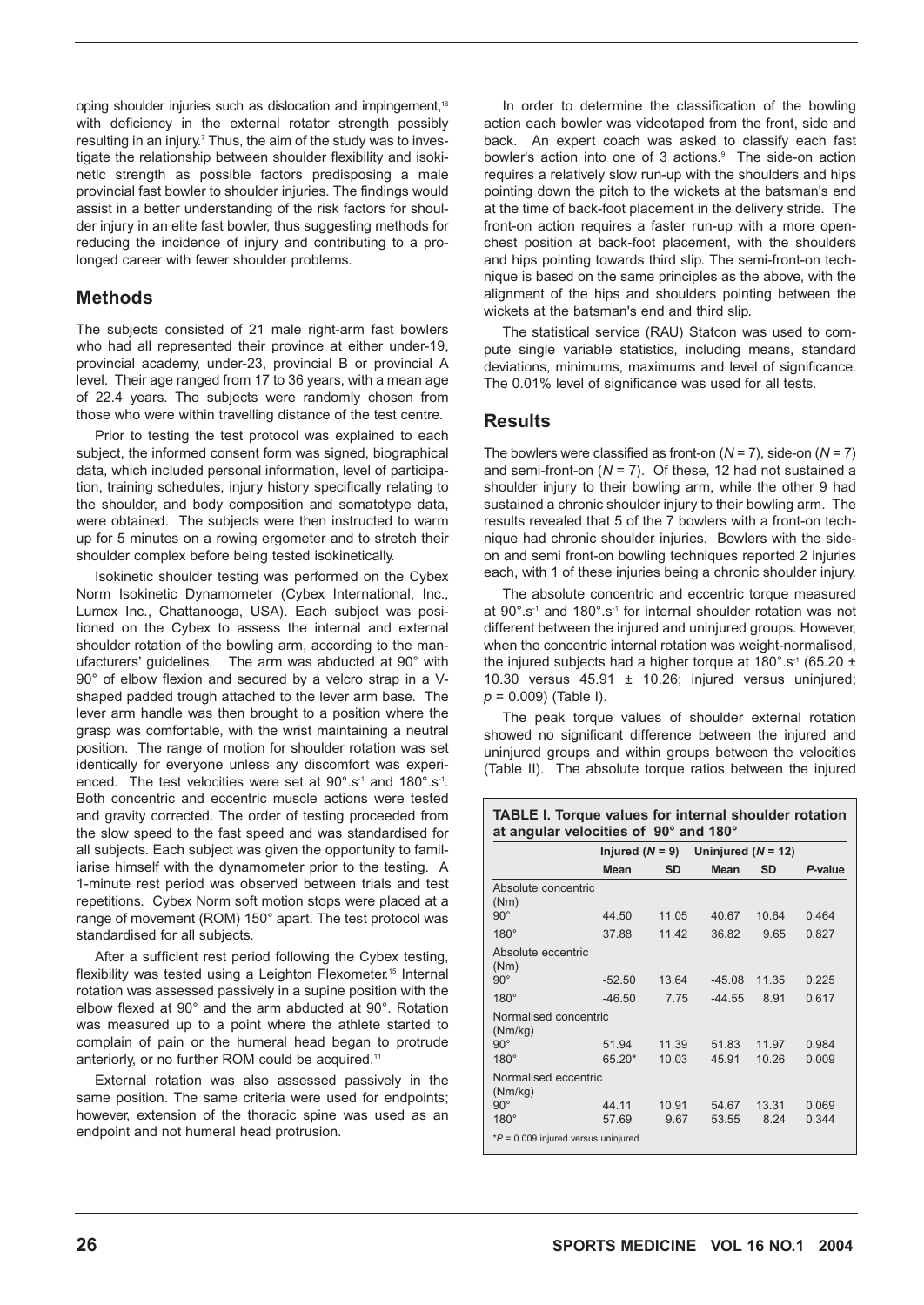oping shoulder injuries such as dislocation and impingement,[16] with deficiency in the external rotator strength possibly resulting in an injury.[7] Thus, the aim of the study was to investigate the relationship between shoulder flexibility and isokinetic strength as possible factors predisposing a male provincial fast bowler to shoulder injuries. The findings would assist in a better understanding of the risk factors for shoulder injury in an elite fast bowler, thus suggesting methods for reducing the incidence of injury and contributing to a prolonged career with fewer shoulder problems.

## Methods

The subjects consisted of 21 male right-arm fast bowlers who had all represented their province at either under-19, provincial academy, under-23, provincial B or provincial A level. Their age ranged from 17 to 36 years, with a mean age of 22.4 years. The subjects were randomly chosen from those who were within travelling distance of the test centre.

Prior to testing the test protocol was explained to each subject, the informed consent form was signed, biographical data, which included personal information, level of participation, training schedules, injury history specifically relating to the shoulder, and body composition and somatotype data, were obtained. The subjects were then instructed to warm up for 5 minutes on a rowing ergometer and to stretch their shoulder complex before being tested isokinetically.

Isokinetic shoulder testing was performed on the Cybex Norm Isokinetic Dynamometer (Cybex International, Inc., Lumex Inc., Chattanooga, USA). Each subject was positioned on the Cybex to assess the internal and external shoulder rotation of the bowling arm, according to the manufacturers' guidelines. The arm was abducted at 90° with 90° of elbow flexion and secured by a velcro strap in a V-shaped padded trough attached to the lever arm base. The lever arm handle was then brought to a position where the grasp was comfortable, with the wrist maintaining a neutral position. The range of motion for shoulder rotation was set identically for everyone unless any discomfort was experienced. The test velocities were set at $90°.s^{-1}$ and $180°.s^{-1}$. Both concentric and eccentric muscle actions were tested and gravity corrected. The order of testing proceeded from the slow speed to the fast speed and was standardised for all subjects. Each subject was given the opportunity to familiarise himself with the dynamometer prior to the testing. A 1-minute rest period was observed between trials and test repetitions. Cybex Norm soft motion stops were placed at a range of movement (ROM) 150° apart. The test protocol was standardised for all subjects.

After a sufficient rest period following the Cybex testing, flexibility was tested using a Leighton Flexometer.[15] Internal rotation was assessed passively in a supine position with the elbow flexed at 90° and the arm abducted at 90°. Rotation was measured up to a point where the athlete started to complain of pain or the humeral head began to protrude anteriorly, or no further ROM could be acquired.[11]

External rotation was also assessed passively in the same position. The same criteria were used for endpoints; however, extension of the thoracic spine was used as an endpoint and not humeral head protrusion.

In order to determine the classification of the bowling action each bowler was videotaped from the front, side and back. An expert coach was asked to classify each fast bowler's action into one of 3 actions.[9] The side-on action requires a relatively slow run-up with the shoulders and hips pointing down the pitch to the wickets at the batsman's end at the time of back-foot placement in the delivery stride. The front-on action requires a faster run-up with a more open-chest position at back-foot placement, with the shoulders and hips pointing towards third slip. The semi-front-on technique is based on the same principles as the above, with the alignment of the hips and shoulders pointing between the wickets at the batsman's end and third slip.

The statistical service (RAU) Statcon was used to compute single variable statistics, including means, standard deviations, minimums, maximums and level of significance. The 0.01% level of significance was used for all tests.

## Results

The bowlers were classified as front-on ($N = 7$), side-on ($N = 7$) and semi-front-on ($N = 7$). Of these, 12 had not sustained a shoulder injury to their bowling arm, while the other 9 had sustained a chronic shoulder injury to their bowling arm. The results revealed that 5 of the 7 bowlers with a front-on technique had chronic shoulder injuries. Bowlers with the side-on and semi front-on bowling techniques reported 2 injuries each, with 1 of these injuries being a chronic shoulder injury.

The absolute concentric and eccentric torque measured at $90°.s^{-1}$ and $180°.s^{-1}$ for internal shoulder rotation was not different between the injured and uninjured groups. However, when the concentric internal rotation was weight-normalised, the injured subjects had a higher torque at $180°.s^{-1}$ (65.20 ± 10.30 versus 45.91 ± 10.26; injured versus uninjured; $p = 0.009$) (Table I).

The peak torque values of shoulder external rotation showed no significant difference between the injured and uninjured groups and within groups between the velocities (Table II). The absolute torque ratios between the injured

**TABLE I. Torque values for internal shoulder rotation at angular velocities of 90° and 180°**

| | Injured ($N = 9$) | | Uninjured ($N = 12$) | | |
|---|---|---|---|---|---|
| | **Mean** | **SD** | **Mean** | **SD** | ***P*-value** |
| Absolute concentric (Nm) | | | | | |
| 90° | 44.50 | 11.05 | 40.67 | 10.64 | 0.464 |
| 180° | 37.88 | 11.42 | 36.82 | 9.65 | 0.827 |
| Absolute eccentric (Nm) | | | | | |
| 90° | -52.50 | 13.64 | -45.08 | 11.35 | 0.225 |
| 180° | -46.50 | 7.75 | -44.55 | 8.91 | 0.617 |
| Normalised concentric (Nm/kg) | | | | | |
| 90° | 51.94 | 11.39 | 51.83 | 11.97 | 0.984 |
| 180° | 65.20* | 10.03 | 45.91 | 10.26 | 0.009 |
| Normalised eccentric (Nm/kg) | | | | | |
| 90° | 44.11 | 10.91 | 54.67 | 13.31 | 0.069 |
| 180° | 57.69 | 9.67 | 53.55 | 8.24 | 0.344 |

*$P = 0.009$ injured versus uninjured.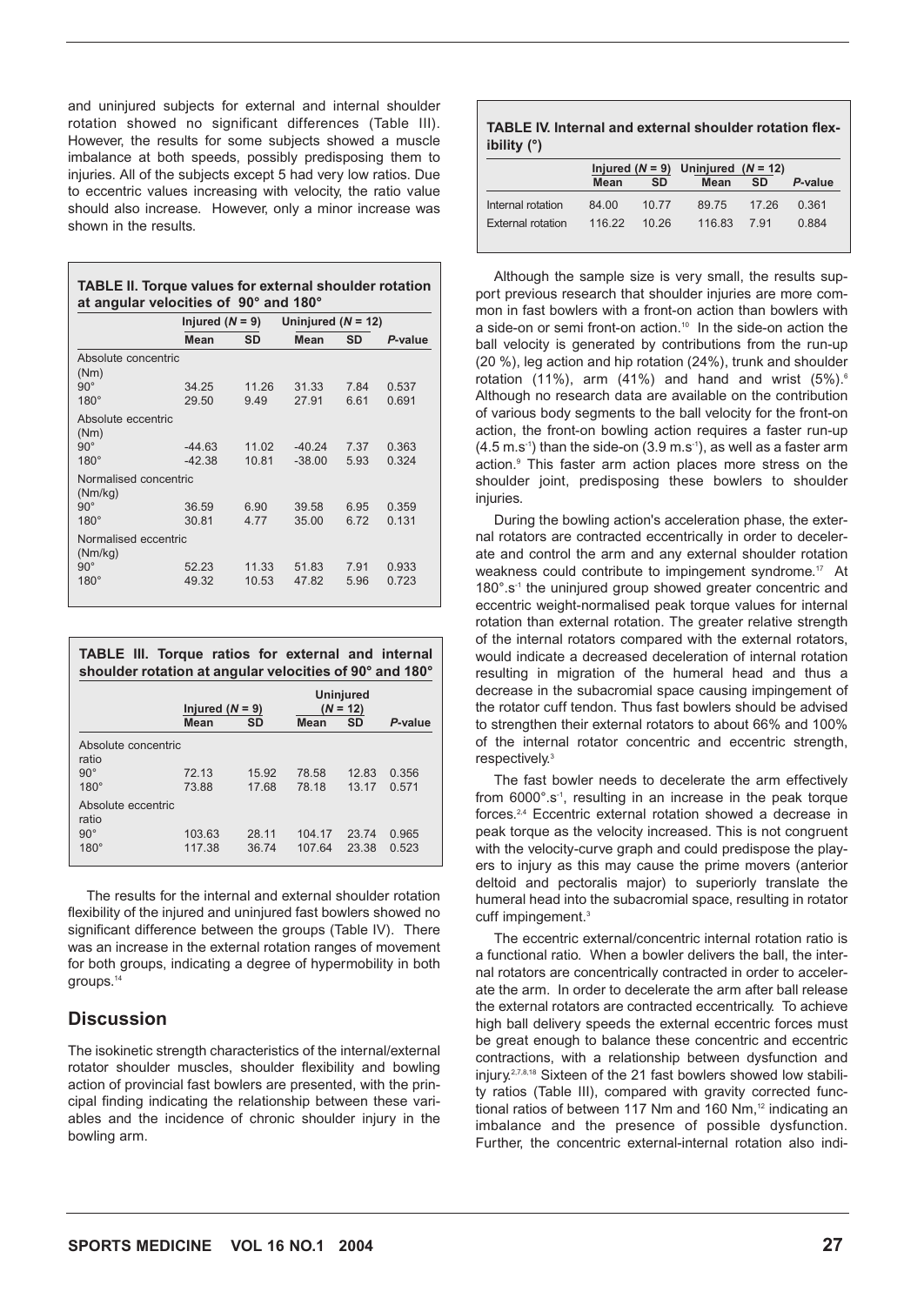and uninjured subjects for external and internal shoulder rotation showed no significant differences (Table III). However, the results for some subjects showed a muscle imbalance at both speeds, possibly predisposing them to injuries. All of the subjects except 5 had very low ratios. Due to eccentric values increasing with velocity, the ratio value should also increase. However, only a minor increase was shown in the results.

**TABLE II. Torque values for external shoulder rotation at angular velocities of 90° and 180°**

| | Injured ($N$ = 9) | | Uninjured ($N$ = 12) | | |
|---|---|---|---|---|---|
| | Mean | SD | Mean | SD | $P$-value |
| Absolute concentric (Nm) | | | | | |
| 90° | 34.25 | 11.26 | 31.33 | 7.84 | 0.537 |
| 180° | 29.50 | 9.49 | 27.91 | 6.61 | 0.691 |
| Absolute eccentric (Nm) | | | | | |
| 90° | -44.63 | 11.02 | -40.24 | 7.37 | 0.363 |
| 180° | -42.38 | 10.81 | -38.00 | 5.93 | 0.324 |
| Normalised concentric (Nm/kg) | | | | | |
| 90° | 36.59 | 6.90 | 39.58 | 6.95 | 0.359 |
| 180° | 30.81 | 4.77 | 35.00 | 6.72 | 0.131 |
| Normalised eccentric (Nm/kg) | | | | | |
| 90° | 52.23 | 11.33 | 51.83 | 7.91 | 0.933 |
| 180° | 49.32 | 10.53 | 47.82 | 5.96 | 0.723 |

**TABLE III. Torque ratios for external and internal shoulder rotation at angular velocities of 90° and 180°**

| | Injured ($N$ = 9) | | Uninjured ($N$ = 12) | | |
|---|---|---|---|---|---|
| | Mean | SD | Mean | SD | $P$-value |
| Absolute concentric ratio | | | | | |
| 90° | 72.13 | 15.92 | 78.58 | 12.83 | 0.356 |
| 180° | 73.88 | 17.68 | 78.18 | 13.17 | 0.571 |
| Absolute eccentric ratio | | | | | |
| 90° | 103.63 | 28.11 | 104.17 | 23.74 | 0.965 |
| 180° | 117.38 | 36.74 | 107.64 | 23.38 | 0.523 |

The results for the internal and external shoulder rotation flexibility of the injured and uninjured fast bowlers showed no significant difference between the groups (Table IV). There was an increase in the external rotation ranges of movement for both groups, indicating a degree of hypermobility in both groups.[14]

## Discussion

The isokinetic strength characteristics of the internal/external rotator shoulder muscles, shoulder flexibility and bowling action of provincial fast bowlers are presented, with the principal finding indicating the relationship between these variables and the incidence of chronic shoulder injury in the bowling arm.

**TABLE IV. Internal and external shoulder rotation flexibility (°)**

| | Injured ($N$ = 9) | | Uninjured ($N$ = 12) | | |
|---|---|---|---|---|---|
| | Mean | SD | Mean | SD | $P$-value |
| Internal rotation | 84.00 | 10.77 | 89.75 | 17.26 | 0.361 |
| External rotation | 116.22 | 10.26 | 116.83 | 7.91 | 0.884 |

Although the sample size is very small, the results support previous research that shoulder injuries are more common in fast bowlers with a front-on action than bowlers with a side-on or semi front-on action.[10] In the side-on action the ball velocity is generated by contributions from the run-up (20 %), leg action and hip rotation (24%), trunk and shoulder rotation (11%), arm (41%) and hand and wrist (5%).[6] Although no research data are available on the contribution of various body segments to the ball velocity for the front-on action, the front-on bowling action requires a faster run-up ($4.5\ m.s^{-1}$) than the side-on ($3.9\ m.s^{-1}$), as well as a faster arm action.[9] This faster arm action places more stress on the shoulder joint, predisposing these bowlers to shoulder injuries.

During the bowling action's acceleration phase, the external rotators are contracted eccentrically in order to decelerate and control the arm and any external shoulder rotation weakness could contribute to impingement syndrome.[17] At $180°.s^{-1}$ the uninjured group showed greater concentric and eccentric weight-normalised peak torque values for internal rotation than external rotation. The greater relative strength of the internal rotators compared with the external rotators, would indicate a decreased deceleration of internal rotation resulting in migration of the humeral head and thus a decrease in the subacromial space causing impingement of the rotator cuff tendon. Thus fast bowlers should be advised to strengthen their external rotators to about 66% and 100% of the internal rotator concentric and eccentric strength, respectively.[3]

The fast bowler needs to decelerate the arm effectively from $6000°.s^{-1}$, resulting in an increase in the peak torque forces.[2,4] Eccentric external rotation showed a decrease in peak torque as the velocity increased. This is not congruent with the velocity-curve graph and could predispose the players to injury as this may cause the prime movers (anterior deltoid and pectoralis major) to superiorly translate the humeral head into the subacromial space, resulting in rotator cuff impingement.[3]

The eccentric external/concentric internal rotation ratio is a functional ratio. When a bowler delivers the ball, the internal rotators are concentrically contracted in order to accelerate the arm. In order to decelerate the arm after ball release the external rotators are contracted eccentrically. To achieve high ball delivery speeds the external eccentric forces must be great enough to balance these concentric and eccentric contractions, with a relationship between dysfunction and injury.[2,7,8,18] Sixteen of the 21 fast bowlers showed low stability ratios (Table III), compared with gravity corrected functional ratios of between 117 Nm and 160 Nm,[12] indicating an imbalance and the presence of possible dysfunction. Further, the concentric external-internal rotation also indi-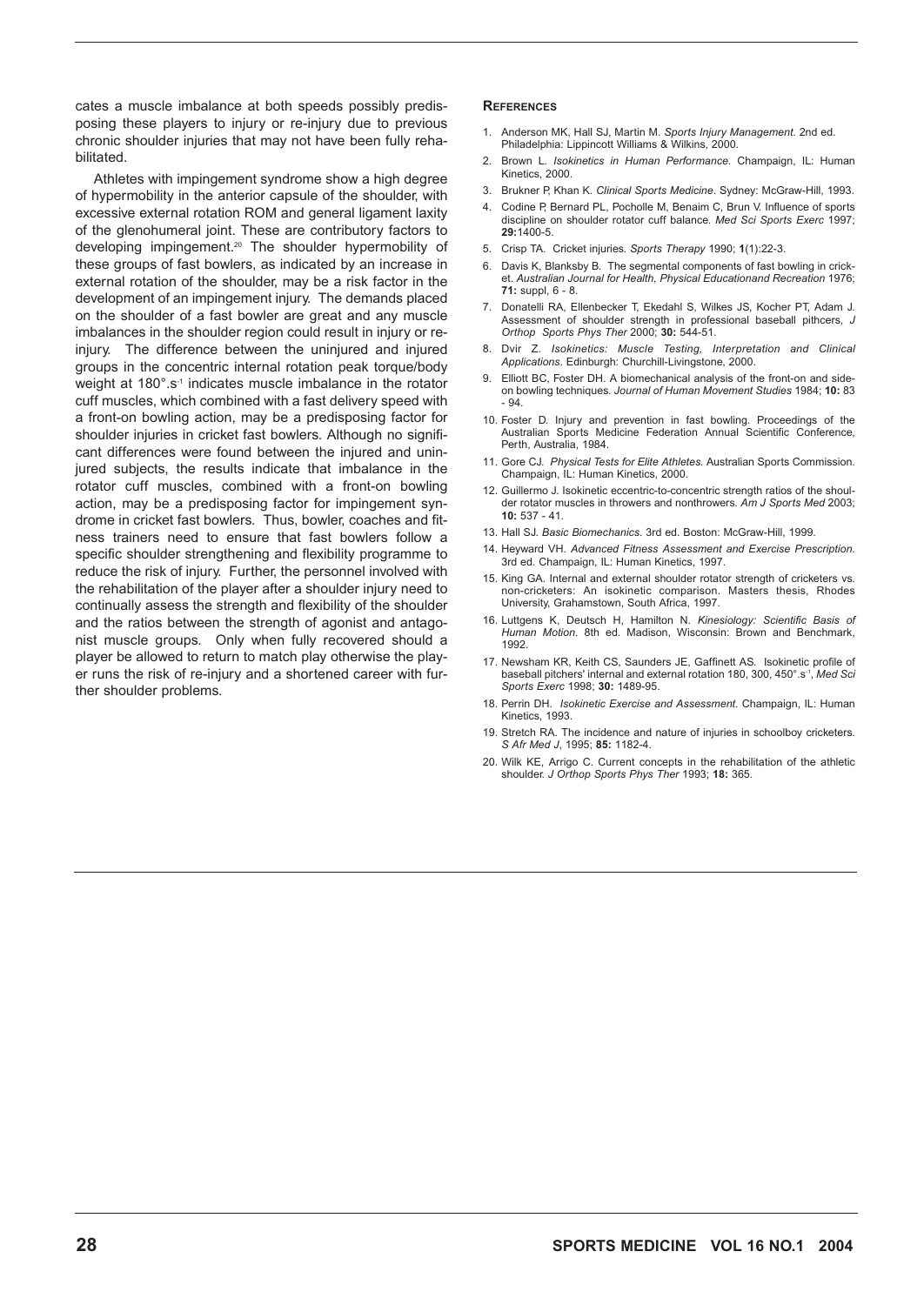cates a muscle imbalance at both speeds possibly predisposing these players to injury or re-injury due to previous chronic shoulder injuries that may not have been fully rehabilitated.

Athletes with impingement syndrome show a high degree of hypermobility in the anterior capsule of the shoulder, with excessive external rotation ROM and general ligament laxity of the glenohumeral joint. These are contributory factors to developing impingement.[20] The shoulder hypermobility of these groups of fast bowlers, as indicated by an increase in external rotation of the shoulder, may be a risk factor in the development of an impingement injury. The demands placed on the shoulder of a fast bowler are great and any muscle imbalances in the shoulder region could result in injury or re-injury. The difference between the uninjured and injured groups in the concentric internal rotation peak torque/body weight at $180°.s^{-1}$ indicates muscle imbalance in the rotator cuff muscles, which combined with a fast delivery speed with a front-on bowling action, may be a predisposing factor for shoulder injuries in cricket fast bowlers. Although no significant differences were found between the injured and uninjured subjects, the results indicate that imbalance in the rotator cuff muscles, combined with a front-on bowling action, may be a predisposing factor for impingement syndrome in cricket fast bowlers. Thus, bowler, coaches and fitness trainers need to ensure that fast bowlers follow a specific shoulder strengthening and flexibility programme to reduce the risk of injury. Further, the personnel involved with the rehabilitation of the player after a shoulder injury need to continually assess the strength and flexibility of the shoulder and the ratios between the strength of agonist and antagonist muscle groups. Only when fully recovered should a player be allowed to return to match play otherwise the player runs the risk of re-injury and a shortened career with further shoulder problems.

## References

1. Anderson MK, Hall SJ, Martin M. *Sports Injury Management*. 2nd ed. Philadelphia: Lippincott Williams & Wilkins, 2000.
2. Brown L. *Isokinetics in Human Performance*. Champaign, IL: Human Kinetics, 2000.
3. Brukner P, Khan K. *Clinical Sports Medicine*. Sydney: McGraw-Hill, 1993.
4. Codine P, Bernard PL, Pocholle M, Benaim C, Brun V. Influence of sports discipline on shoulder rotator cuff balance. *Med Sci Sports Exerc* 1997; **29:**1400-5.
5. Crisp TA. Cricket injuries. *Sports Therapy* 1990; **1**(1):22-3.
6. Davis K, Blanksby B. The segmental components of fast bowling in cricket. *Australian Journal for Health, Physical Educationand Recreation* 1976; **71:** suppl, 6 - 8.
7. Donatelli RA, Ellenbecker T, Ekedahl S, Wilkes JS, Kocher PT, Adam J. Assessment of shoulder strength in professional baseball pithcers, *J Orthop Sports Phys Ther* 2000; **30:** 544-51.
8. Dvir Z. *Isokinetics: Muscle Testing, Interpretation and Clinical Applications*. Edinburgh: Churchill-Livingstone, 2000.
9. Elliott BC, Foster DH. A biomechanical analysis of the front-on and side-on bowling techniques. *Journal of Human Movement Studies* 1984; **10:** 83 - 94.
10. Foster D. Injury and prevention in fast bowling. Proceedings of the Australian Sports Medicine Federation Annual Scientific Conference, Perth, Australia, 1984.
11. Gore CJ. *Physical Tests for Elite Athletes*. Australian Sports Commission. Champaign, IL: Human Kinetics, 2000.
12. Guillermo J. Isokinetic eccentric-to-concentric strength ratios of the shoulder rotator muscles in throwers and nonthrowers. *Am J Sports Med* 2003; **10:** 537 - 41.
13. Hall SJ. *Basic Biomechanics*. 3rd ed. Boston: McGraw-Hill, 1999.
14. Heyward VH. *Advanced Fitness Assessment and Exercise Prescription*. 3rd ed. Champaign, IL: Human Kinetics, 1997.
15. King GA. Internal and external shoulder rotator strength of cricketers vs. non-cricketers: An isokinetic comparison. Masters thesis, Rhodes University, Grahamstown, South Africa, 1997.
16. Luttgens K, Deutsch H, Hamilton N. *Kinesiology: Scientific Basis of Human Motion*. 8th ed. Madison, Wisconsin: Brown and Benchmark, 1992.
17. Newsham KR, Keith CS, Saunders JE, Gaffinett AS. Isokinetic profile of baseball pitchers' internal and external rotation 180, 300, $450°.s^{-1}$, *Med Sci Sports Exerc* 1998; **30:** 1489-95.
18. Perrin DH. *Isokinetic Exercise and Assessment*. Champaign, IL: Human Kinetics, 1993.
19. Stretch RA. The incidence and nature of injuries in schoolboy cricketers. *S Afr Med J*, 1995; **85:** 1182-4.
20. Wilk KE, Arrigo C. Current concepts in the rehabilitation of the athletic shoulder. *J Orthop Sports Phys Ther* 1993; **18:** 365.